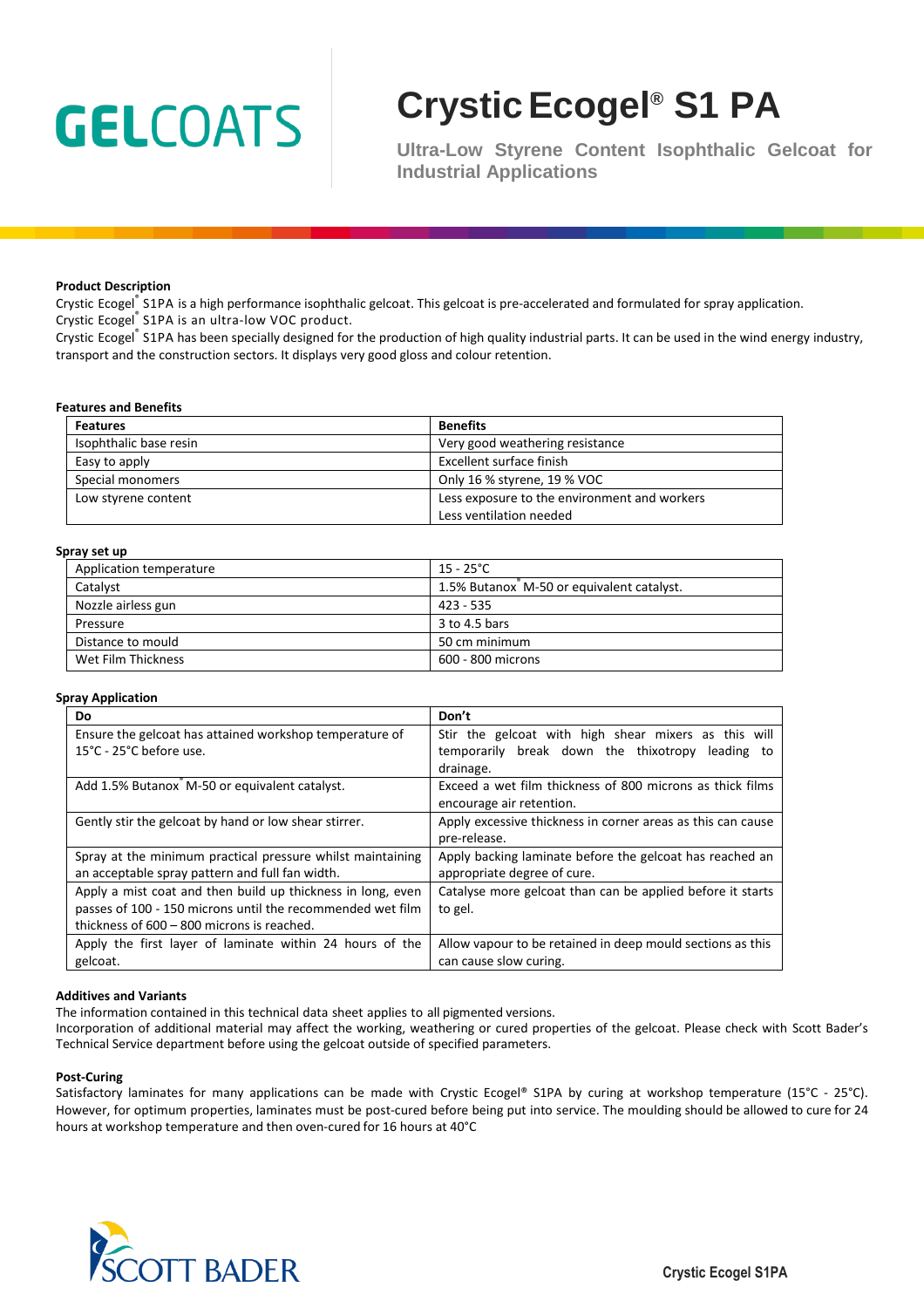# Crystic Ecogel® S1 PA

## Ultra-Low Styrene Content Isophthalic Gelcoat for Industrial Applications

GELCOATS

**Product Description**

Crystic Ecogel® S1PA is a high performance isophthalic gelcoat. This gelcoat is pre-accelerated and formulated for spray application.

Crystic Ecogel® S1PA is an ultra-low VOC product.

Crystic Ecogel® S1PA has been specially designed for the production of high quality industrial parts. It can be used in the wind energy industry, transport and the construction sectors. It displays very good gloss and colour retention.

**Features and Benefits**

| Features | Benefits |
|---|---|
| Isophthalic base resin | Very good weathering resistance |
| Easy to apply | Excellent surface finish |
| Special monomers | Only 16 % styrene, 19 % VOC |
| Low styrene content | Less exposure to the environment and workers<br>Less ventilation needed |

**Spray set up**

| | |
|---|---|
| Application temperature | 15 - 25°C |
| Catalyst | 1.5% Butanox® M-50 or equivalent catalyst. |
| Nozzle airless gun | 423 - 535 |
| Pressure | 3 to 4.5 bars |
| Distance to mould | 50 cm minimum |
| Wet Film Thickness | 600 - 800 microns |

**Spray Application**

| Do | Don't |
|---|---|
| Ensure the gelcoat has attained workshop temperature of 15°C - 25°C before use. | Stir the gelcoat with high shear mixers as this will temporarily break down the thixotropy leading to drainage. |
| Add 1.5% Butanox® M-50 or equivalent catalyst. | Exceed a wet film thickness of 800 microns as thick films encourage air retention. |
| Gently stir the gelcoat by hand or low shear stirrer. | Apply excessive thickness in corner areas as this can cause pre-release. |
| Spray at the minimum practical pressure whilst maintaining an acceptable spray pattern and full fan width. | Apply backing laminate before the gelcoat has reached an appropriate degree of cure. |
| Apply a mist coat and then build up thickness in long, even passes of 100 - 150 microns until the recommended wet film thickness of 600 – 800 microns is reached. | Catalyse more gelcoat than can be applied before it starts to gel. |
| Apply the first layer of laminate within 24 hours of the gelcoat. | Allow vapour to be retained in deep mould sections as this can cause slow curing. |

**Additives and Variants**

The information contained in this technical data sheet applies to all pigmented versions.

Incorporation of additional material may affect the working, weathering or cured properties of the gelcoat. Please check with Scott Bader's Technical Service department before using the gelcoat outside of specified parameters.

**Post-Curing**

Satisfactory laminates for many applications can be made with Crystic Ecogel® S1PA by curing at workshop temperature (15°C - 25°C). However, for optimum properties, laminates must be post-cured before being put into service. The moulding should be allowed to cure for 24 hours at workshop temperature and then oven-cured for 16 hours at 40°C

SCOTT BADER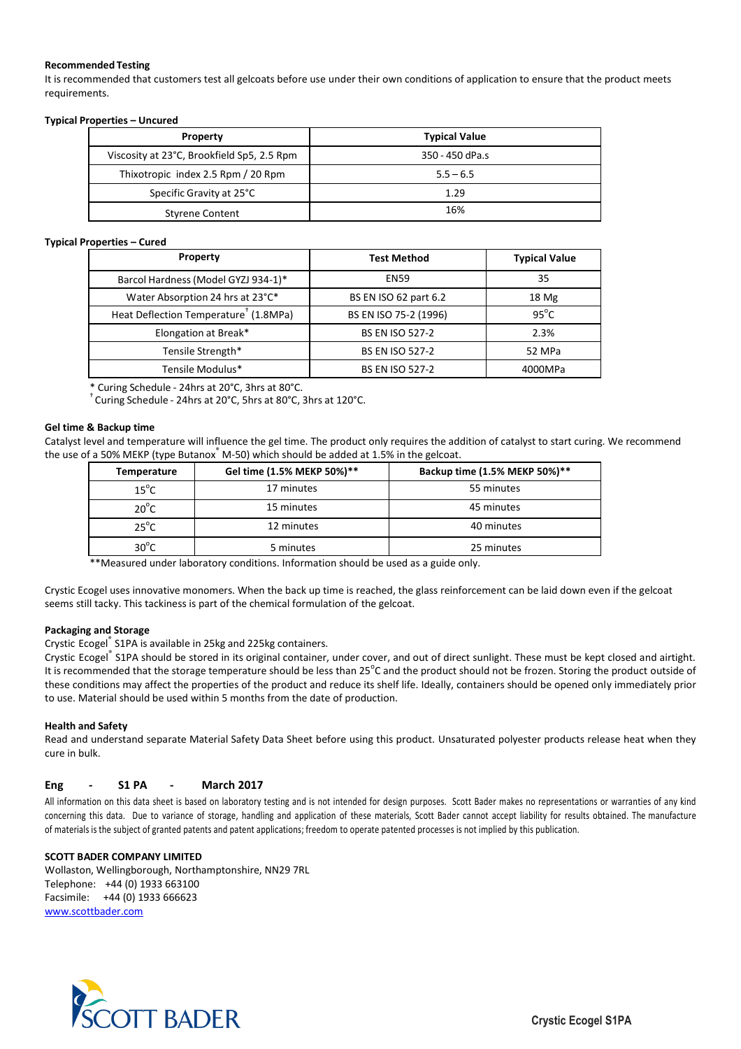**Recommended Testing**

It is recommended that customers test all gelcoats before use under their own conditions of application to ensure that the product meets requirements.

**Typical Properties – Uncured**

| Property | Typical Value |
|---|---|
| Viscosity at 23°C, Brookfield Sp5, 2.5 Rpm | 350 - 450 dPa.s |
| Thixotropic index 2.5 Rpm / 20 Rpm | 5.5 – 6.5 |
| Specific Gravity at 25°C | 1.29 |
| Styrene Content | 16% |

**Typical Properties – Cured**

| Property | Test Method | Typical Value |
|---|---|---|
| Barcol Hardness (Model GYZJ 934-1)* | EN59 | 35 |
| Water Absorption 24 hrs at 23°C* | BS EN ISO 62 part 6.2 | 18 Mg |
| Heat Deflection Temperature† (1.8MPa) | BS EN ISO 75-2 (1996) | 95°C |
| Elongation at Break* | BS EN ISO 527-2 | 2.3% |
| Tensile Strength* | BS EN ISO 527-2 | 52 MPa |
| Tensile Modulus* | BS EN ISO 527-2 | 4000MPa |

\* Curing Schedule - 24hrs at 20°C, 3hrs at 80°C.
† Curing Schedule - 24hrs at 20°C, 5hrs at 80°C, 3hrs at 120°C.

**Gel time & Backup time**

Catalyst level and temperature will influence the gel time. The product only requires the addition of catalyst to start curing. We recommend the use of a 50% MEKP (type Butanox® M-50) which should be added at 1.5% in the gelcoat.

| Temperature | Gel time (1.5% MEKP 50%)** | Backup time (1.5% MEKP 50%)** |
|---|---|---|
| 15°C | 17 minutes | 55 minutes |
| 20°C | 15 minutes | 45 minutes |
| 25°C | 12 minutes | 40 minutes |
| 30°C | 5 minutes | 25 minutes |

\*\*Measured under laboratory conditions. Information should be used as a guide only.

Crystic Ecogel uses innovative monomers. When the back up time is reached, the glass reinforcement can be laid down even if the gelcoat seems still tacky. This tackiness is part of the chemical formulation of the gelcoat.

**Packaging and Storage**

Crystic Ecogel® S1PA is available in 25kg and 225kg containers.

Crystic Ecogel® S1PA should be stored in its original container, under cover, and out of direct sunlight. These must be kept closed and airtight. It is recommended that the storage temperature should be less than 25°C and the product should not be frozen. Storing the product outside of these conditions may affect the properties of the product and reduce its shelf life. Ideally, containers should be opened only immediately prior to use. Material should be used within 5 months from the date of production.

**Health and Safety**

Read and understand separate Material Safety Data Sheet before using this product. Unsaturated polyester products release heat when they cure in bulk.

**Eng - S1 PA - March 2017**

All information on this data sheet is based on laboratory testing and is not intended for design purposes. Scott Bader makes no representations or warranties of any kind concerning this data. Due to variance of storage, handling and application of these materials, Scott Bader cannot accept liability for results obtained. The manufacture of materials is the subject of granted patents and patent applications; freedom to operate patented processes is not implied by this publication.

**SCOTT BADER COMPANY LIMITED**

Wollaston, Wellingborough, Northamptonshire, NN29 7RL
Telephone: +44 (0) 1933 663100
Facsimile: +44 (0) 1933 666623
www.scottbader.com

SCOTT BADER

Crystic Ecogel S1PA